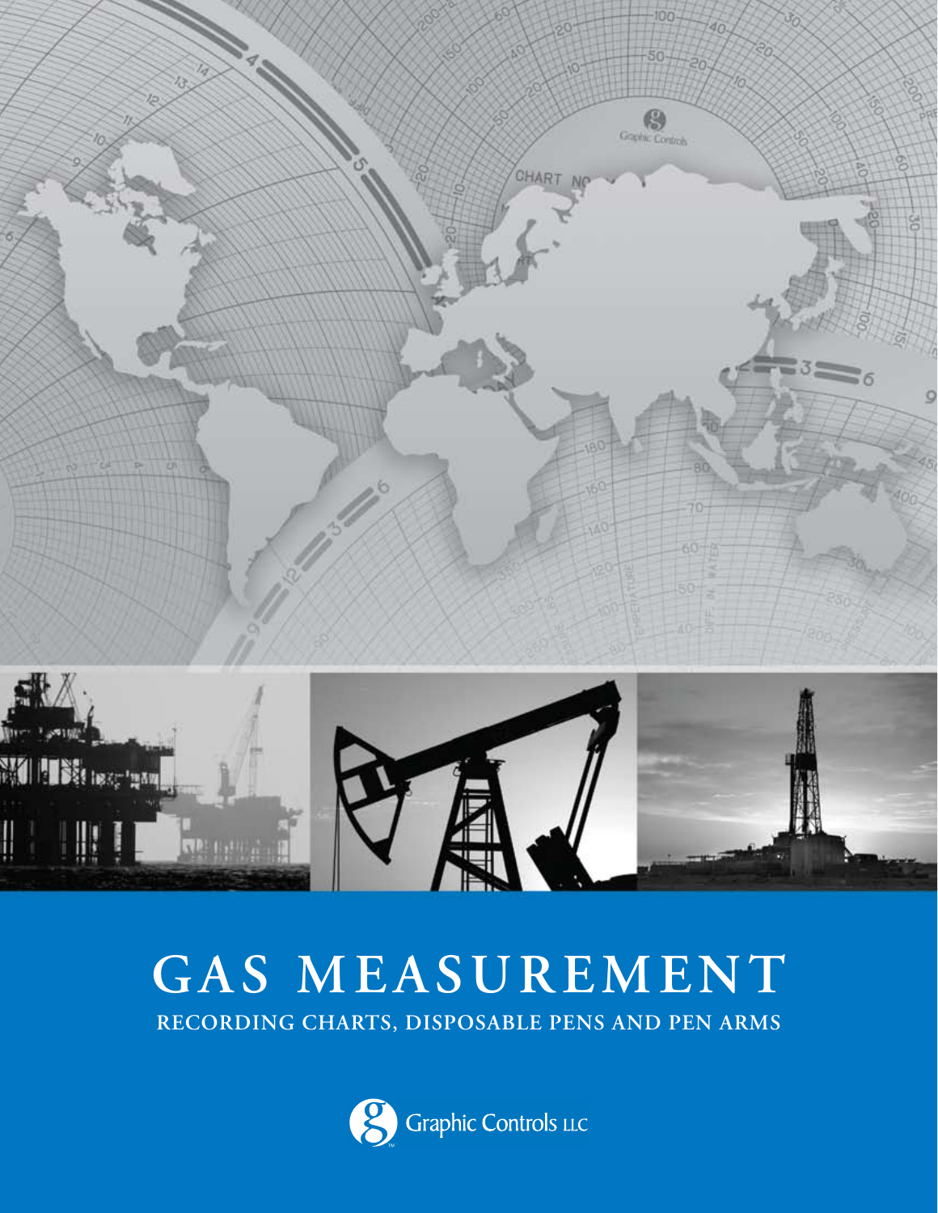# GAS MEASUREMENT

## RECORDING CHARTS, DISPOSABLE PENS AND PEN ARMS

Graphic Controls LLC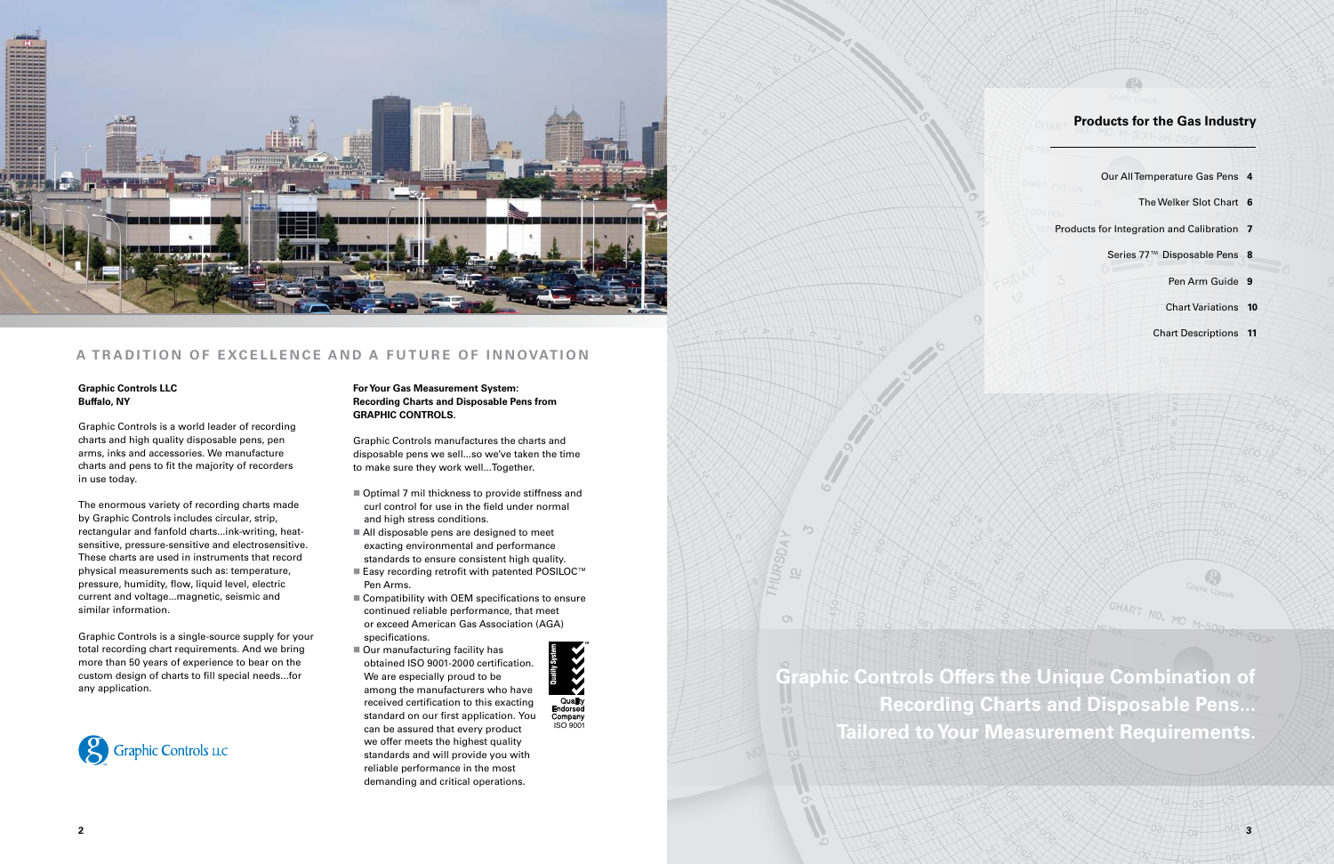# A TRADITION OF EXCELLENCE AND A FUTURE OF INNOVATION

**Graphic Controls LLC**
**Buffalo, NY**

Graphic Controls is a world leader of recording charts and high quality disposable pens, pen arms, inks and accessories. We manufacture charts and pens to fit the majority of recorders in use today.

The enormous variety of recording charts made by Graphic Controls includes circular, strip, rectangular and fanfold charts...ink-writing, heat-sensitive, pressure-sensitive and electrosensitive. These charts are used in instruments that record physical measurements such as: temperature, pressure, humidity, flow, liquid level, electric current and voltage...magnetic, seismic and similar information.

Graphic Controls is a single-source supply for your total recording chart requirements. And we bring more than 50 years of experience to bear on the custom design of charts to fill special needs...for any application.

Graphic Controls LLC

**For Your Gas Measurement System: Recording Charts and Disposable Pens from GRAPHIC CONTROLS.**

Graphic Controls manufactures the charts and disposable pens we sell...so we've taken the time to make sure they work well...Together.

- Optimal 7 mil thickness to provide stiffness and curl control for use in the field under normal and high stress conditions.
- All disposable pens are designed to meet exacting environmental and performance standards to ensure consistent high quality.
- Easy recording retrofit with patented POSILOC™ Pen Arms.
- Compatibility with OEM specifications to ensure continued reliable performance, that meet or exceed American Gas Association (AGA) specifications.
- Our manufacturing facility has obtained ISO 9001-2000 certification. We are especially proud to be among the manufacturers who have received certification to this exacting standard on our first application. You can be assured that every product we offer meets the highest quality standards and will provide you with reliable performance in the most demanding and critical operations.

Quality System – Quality Endorsed Company – ISO 9001

## Products for the Gas Industry

| | |
|---|---|
| Our All Temperature Gas Pens | 4 |
| The Welker Slot Chart | 6 |
| Products for Integration and Calibration | 7 |
| Series 77™ Disposable Pens | 8 |
| Pen Arm Guide | 9 |
| Chart Variations | 10 |
| Chart Descriptions | 11 |

**Graphic Controls Offers the Unique Combination of Recording Charts and Disposable Pens... Tailored to Your Measurement Requirements.**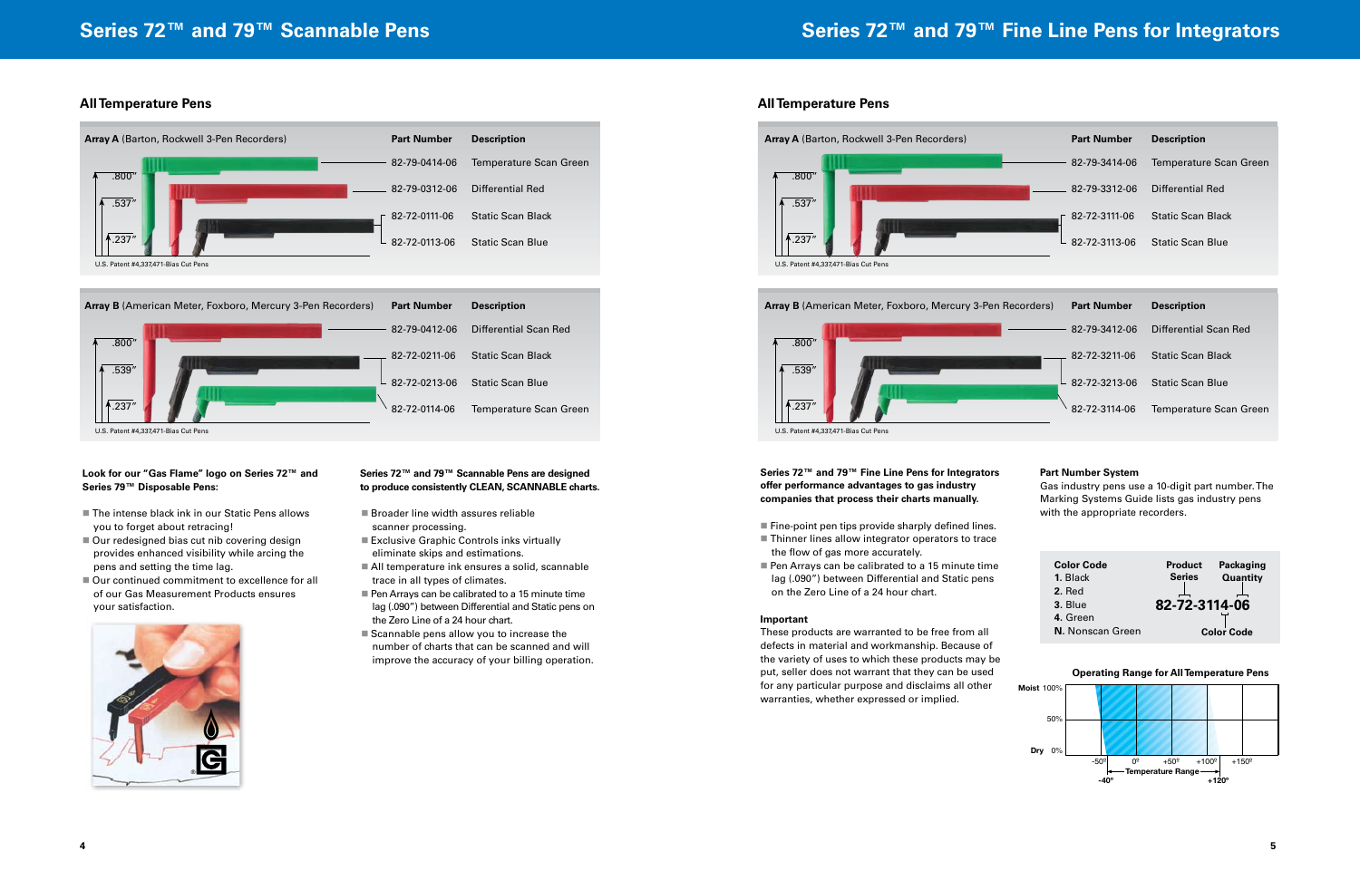# Series 72™ and 79™ Scannable Pens

## All Temperature Pens

| Array A (Barton, Rockwell 3-Pen Recorders) | Part Number | Description |
|---|---|---|
| .800" | 82-79-0414-06 | Temperature Scan Green |
| .537" | 82-79-0312-06 | Differential Red |
| .237" | 82-72-0111-06 | Static Scan Black |
| | 82-72-0113-06 | Static Scan Blue |

U.S. Patent #4,337,471-Bias Cut Pens

| Array B (American Meter, Foxboro, Mercury 3-Pen Recorders) | Part Number | Description |
|---|---|---|
| .800" | 82-79-0412-06 | Differential Scan Red |
| .539" | 82-72-0211-06 | Static Scan Black |
| .237" | 82-72-0213-06 | Static Scan Blue |
| | 82-72-0114-06 | Temperature Scan Green |

U.S. Patent #4,337,471-Bias Cut Pens

**Look for our "Gas Flame" logo on Series 72™ and Series 79™ Disposable Pens:**

- The intense black ink in our Static Pens allows you to forget about retracing!
- Our redesigned bias cut nib covering design provides enhanced visibility while arcing the pens and setting the time lag.
- Our continued commitment to excellence for all of our Gas Measurement Products ensures your satisfaction.

**Series 72™ and 79™ Scannable Pens are designed to produce consistently CLEAN, SCANNABLE charts.**

- Broader line width assures reliable scanner processing.
- Exclusive Graphic Controls inks virtually eliminate skips and estimations.
- All temperature ink assures a solid, scannable trace in all types of climates.
- Pen Arrays can be calibrated to a 15 minute time lag (.090") between Differential and Static pens on the Zero Line of a 24 hour chart.
- Scannable pens allow you to increase the number of charts that can be scanned and will improve the accuracy of your billing operation.

# Series 72™ and 79™ Fine Line Pens for Integrators

## All Temperature Pens

| Array A (Barton, Rockwell 3-Pen Recorders) | Part Number | Description |
|---|---|---|
| .800" | 82-79-3414-06 | Temperature Scan Green |
| .537" | 82-79-3312-06 | Differential Red |
| .237" | 82-72-3111-06 | Static Scan Black |
| | 82-72-3113-06 | Static Scan Blue |

U.S. Patent #4,337,471-Bias Cut Pens

| Array B (American Meter, Foxboro, Mercury 3-Pen Recorders) | Part Number | Description |
|---|---|---|
| .800" | 82-79-3412-06 | Differential Scan Red |
| .539" | 82-72-3211-06 | Static Scan Black |
| .237" | 82-72-3213-06 | Static Scan Blue |
| | 82-72-3114-06 | Temperature Scan Green |

U.S. Patent #4,337,471-Bias Cut Pens

**Series 72™ and 79™ Fine Line Pens for Integrators offer performance advantages to gas industry companies that process their charts manually.**

- Fine-point pen tips provide sharply defined lines.
- Thinner lines allow integrator operators to trace the flow of gas more accurately.
- Pen Arrays can be calibrated to a 15 minute time lag (.090") between Differential and Static pens on the Zero Line of a 24 hour chart.

**Important**

These products are warranted to be free from all defects in material and workmanship. Because of the variety of uses to which these products may be put, seller does not warrant that they can be used for any particular purpose and disclaims all other warranties, whether expressed or implied.

**Part Number System**

Gas industry pens use a 10-digit part number. The Marking Systems Guide lists gas industry pens with the appropriate recorders.

**Color Code**
1. Black
2. Red
3. Blue
4. Green
N. Nonscan Green

**82-72-3114-06** — Product Series (72), Packaging Quantity (06), Color Code (4)

**Operating Range for All Temperature Pens**

Moist 100% / 50% / Dry 0%; -50° 0° +50° +100° +150°; Temperature Range -40° to +120°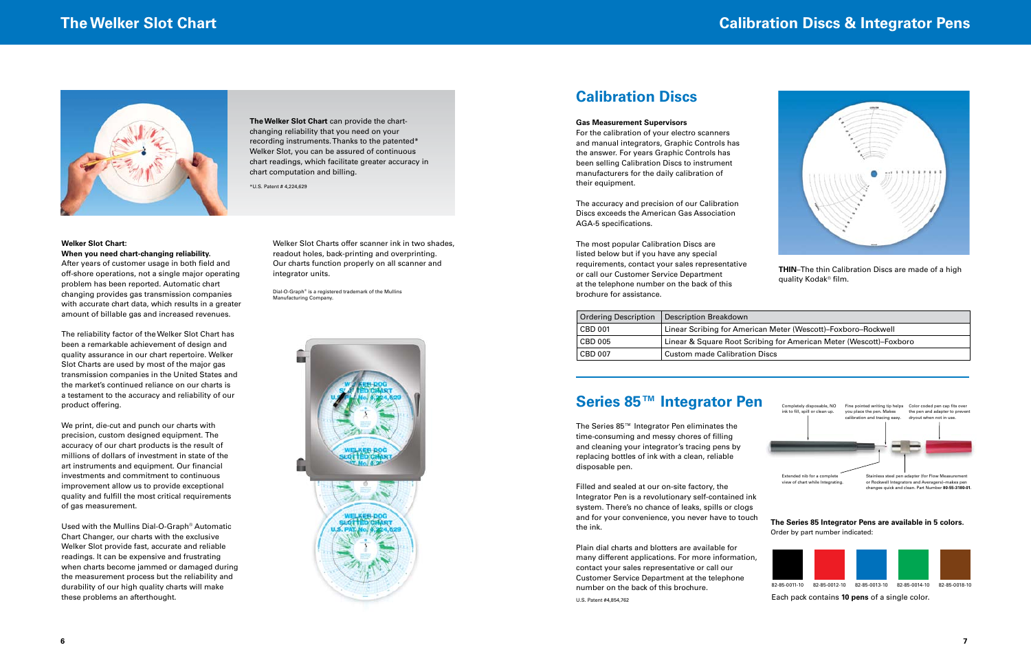# The Welker Slot Chart

**The Welker Slot Chart** can provide the chart-changing reliability that you need on your recording instruments. Thanks to the patented* Welker Slot, you can be assured of continuous chart readings, which facilitate greater accuracy in chart computation and billing.

*U.S. Patent # 4,224,629

**Welker Slot Chart:**
**When you need chart-changing reliability.**
After years of customer usage in both field and off-shore operations, not a single major operating problem has been reported. Automatic chart changing provides gas transmission companies with accurate chart data, which results in a greater amount of billable gas and increased revenues.

The reliability factor of the Welker Slot Chart has been a remarkable achievement of design and quality assurance in our chart repertoire. Welker Slot Charts are used by most of the major gas transmission companies in the United States and the market's continued reliance on our charts is a testament to the accuracy and reliability of our product offering.

We print, die-cut and punch our charts with precision, custom designed equipment. The accuracy of our chart products is the result of millions of dollars of investment in state of the art instruments and equipment. Our financial investments and commitment to continuous improvement allow us to provide exceptional quality and fulfill the most critical requirements of gas measurement.

Used with the Mullins Dial-O-Graph® Automatic Chart Changer, our charts with the exclusive Welker Slot provide fast, accurate and reliable readings. It can be expensive and frustrating when charts become jammed or damaged during the measurement process but the reliability and durability of our high quality charts will make these problems an afterthought.

Welker Slot Charts offer scanner ink in two shades, readout holes, back-printing and overprinting. Our charts function properly on all scanner and integrator units.

Dial-O-Graph® is a registered trademark of the Mullins Manufacturing Company.

# Calibration Discs & Integrator Pens

## Calibration Discs

**Gas Measurement Supervisors**
For the calibration of your electro scanners and manual integrators, Graphic Controls has the answer. For years Graphic Controls has been selling Calibration Discs to instrument manufacturers for the daily calibration of their equipment.

The accuracy and precision of our Calibration Discs exceeds the American Gas Association AGA-5 specifications.

The most popular Calibration Discs are listed below but if you have any special requirements, contact your sales representative or call our Customer Service Department at the telephone number on the back of this brochure for assistance.

**THIN**–The thin Calibration Discs are made of a high quality Kodak® film.

| Ordering Description | Description Breakdown |
|---|---|
| CBD 001 | Linear Scribing for American Meter (Wescott)–Foxboro–Rockwell |
| CBD 005 | Linear & Square Root Scribing for American Meter (Wescott)–Foxboro |
| CBD 007 | Custom made Calibration Discs |

## Series 85™ Integrator Pen

The Series 85™ Integrator Pen eliminates the time-consuming and messy chores of filling and cleaning your integrator's tracing pens by replacing bottles of ink with a clean, reliable disposable pen.

Filled and sealed at our on-site factory, the Integrator Pen is a revolutionary self-contained ink system. There's no chance of leaks, spills or clogs and for your convenience, you never have to touch the ink.

Plain dial charts and blotters are available for many different applications. For more information, contact your sales representative or call our Customer Service Department at the telephone number on the back of this brochure.

U.S. Patent #4,854,762

Completely disposable, NO ink to fill, spill or clean up.

Fine pointed writing tip helps you place the pen. Makes calibration and tracing easy.

Color coded pen cap fits over the pen and adapter to prevent dryout when not in use.

Extended nib for a complete view of chart while Integrating.

Stainless steel pen adapter (for Flow Measurement or Rockwell Integrators and Averagers)–makes pen changes quick and clean. Part Number **80-55-3180-01**.

**The Series 85 Integrator Pens are available in 5 colors.**
Order by part number indicated:

82-85-0011-10 | 82-85-0012-10 | 82-85-0013-10 | 82-85-0014-10 | 82-85-0018-10

Each pack contains **10 pens** of a single color.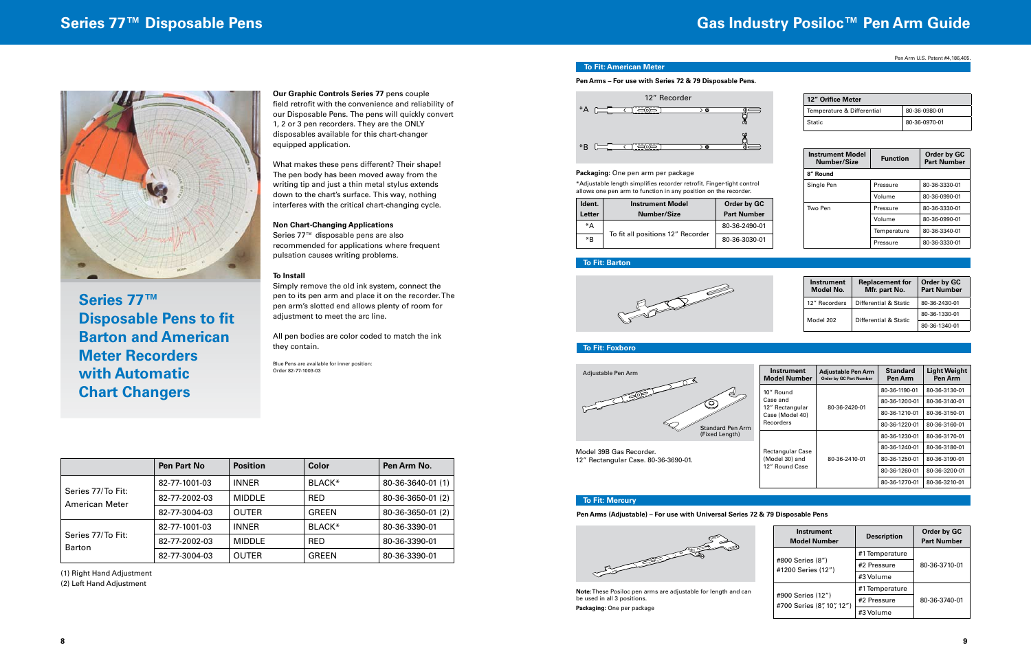# Series 77™ Disposable Pens

## Series 77™ Disposable Pens to fit Barton and American Meter Recorders with Automatic Chart Changers

**Our Graphic Controls Series 77** pens couple field retrofit with the convenience and reliability of our Disposable Pens. The pens will quickly convert 1, 2 or 3 pen recorders. They are the ONLY disposables available for this chart-changer equipped application.

What makes these pens different? Their shape! The pen body has been moved away from the writing tip and just a thin metal stylus extends down to the chart's surface. This way, nothing interferes with the critical chart-changing cycle.

**Non Chart-Changing Applications**

Series 77™ disposable pens are also recommended for applications where frequent pulsation causes writing problems.

**To Install**

Simply remove the old ink system, connect the pen to its pen arm and place it on the recorder. The pen arm's slotted end allows plenty of room for adjustment to meet the arc line.

All pen bodies are color coded to match the ink they contain.

Blue Pens are available for inner position: Order 82-77-1003-03

| | Pen Part No | Position | Color | Pen Arm No. |
|---|---|---|---|---|
| Series 77/To Fit: American Meter | 82-77-1001-03 | INNER | BLACK* | 80-36-3640-01 (1) |
| | 82-77-2002-03 | MIDDLE | RED | 80-36-3650-01 (2) |
| | 82-77-3004-03 | OUTER | GREEN | 80-36-3650-01 (2) |
| Series 77/To Fit: Barton | 82-77-1001-03 | INNER | BLACK* | 80-36-3390-01 |
| | 82-77-2002-03 | MIDDLE | RED | 80-36-3390-01 |
| | 82-77-3004-03 | OUTER | GREEN | 80-36-3390-01 |

(1) Right Hand Adjustment
(2) Left Hand Adjustment

# Gas Industry Posiloc™ Pen Arm Guide

Pen Arm U.S. Patent #4,186,405.

## To Fit: American Meter

**Pen Arms – For use with Series 72 & 79 Disposable Pens.**

12" Recorder

**Packaging:** One pen arm per package

*Adjustable length simplifies recorder retrofit. Finger-tight control allows one pen arm to function in any position on the recorder.

| Ident. Letter | Instrument Model Number/Size | Order by GC Part Number |
|---|---|---|
| *A | To fit all positions 12" Recorder | 80-36-2490-01 |
| *B | | 80-36-3030-01 |

| 12" Orifice Meter | |
|---|---|
| Temperature & Differential | 80-36-0980-01 |
| Static | 80-36-0970-01 |

| Instrument Model Number/Size | Function | Order by GC Part Number |
|---|---|---|
| **8" Round** | | |
| Single Pen | Pressure | 80-36-3330-01 |
| | Volume | 80-36-0990-01 |
| Two Pen | Pressure | 80-36-3330-01 |
| | Volume | 80-36-0990-01 |
| | Temperature | 80-36-3340-01 |
| | Pressure | 80-36-3330-01 |

## To Fit: Barton

| Instrument Model No. | Replacement for Mfr. part No. | Order by GC Part Number |
|---|---|---|
| 12" Recorders | Differential & Static | 80-36-2430-01 |
| Model 202 | Differential & Static | 80-36-1330-01 |
| | | 80-36-1340-01 |

## To Fit: Foxboro

Adjustable Pen Arm

Standard Pen Arm (Fixed Length)

Model 39B Gas Recorder.
12" Rectangular Case. 80-36-3690-01.

| Instrument Model Number | Adjustable Pen Arm (Order by GC Part Number) | Standard Pen Arm | Light Weight Pen Arm |
|---|---|---|---|
| 10" Round Case and 12" Rectangular Case (Model 40) Recorders | 80-36-2420-01 | 80-36-1190-01 | 80-36-3130-01 |
| | | 80-36-1200-01 | 80-36-3140-01 |
| | | 80-36-1210-01 | 80-36-3150-01 |
| | | 80-36-1220-01 | 80-36-3160-01 |
| Rectangular Case (Model 30) and 12" Round Case | 80-36-2410-01 | 80-36-1230-01 | 80-36-3170-01 |
| | | 80-36-1240-01 | 80-36-3180-01 |
| | | 80-36-1250-01 | 80-36-3190-01 |
| | | 80-36-1260-01 | 80-36-3200-01 |
| | | 80-36-1270-01 | 80-36-3210-01 |

## To Fit: Mercury

**Pen Arms (Adjustable) – For use with Universal Series 72 & 79 Disposable Pens**

**Note:** These Posiloc pen arms are adjustable for length and can be used in all 3 positions.

**Packaging:** One per package

| Instrument Model Number | Description | Order by GC Part Number |
|---|---|---|
| #800 Series (8") #1200 Series (12") | #1 Temperature | 80-36-3710-01 |
| | #2 Pressure | |
| | #3 Volume | |
| #900 Series (12") #700 Series (8", 10", 12") | #1 Temperature | 80-36-3740-01 |
| | #2 Pressure | |
| | #3 Volume | |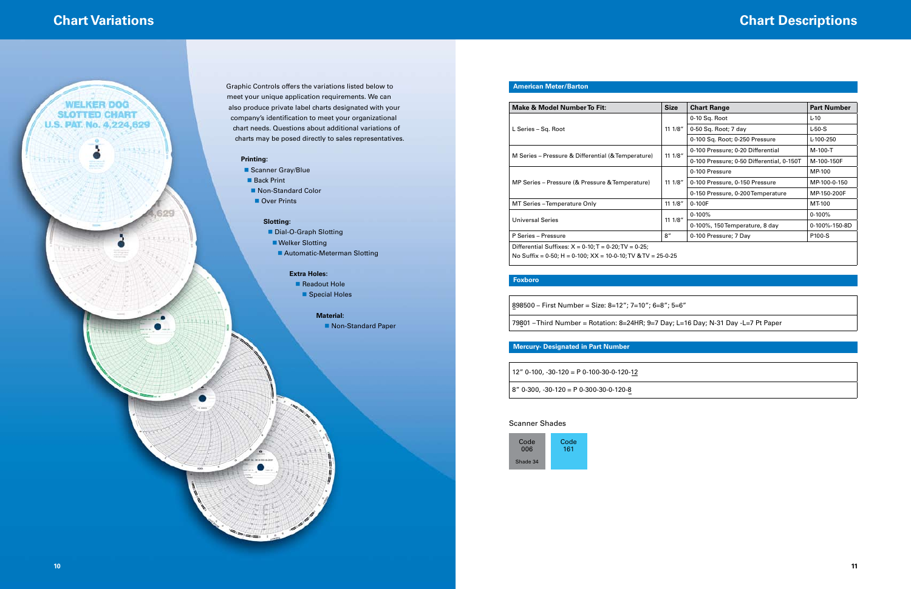# Chart Variations

Graphic Controls offers the variations listed below to meet your unique application requirements. We can also produce private label charts designated with your company's identification to meet your organizational chart needs. Questions about additional variations of charts may be posed directly to sales representatives.

**Printing:**

- Scanner Gray/Blue
- Back Print
- Non-Standard Color
- Over Prints

**Slotting:**

- Dial-O-Graph Slotting
- Welker Slotting
- Automatic-Meterman Slotting

**Extra Holes:**

- Readout Hole
- Special Holes

**Material:**

- Non-Standard Paper

# Chart Descriptions

## American Meter/Barton

| Make & Model Number To Fit: | Size | Chart Range | Part Number |
|---|---|---|---|
| L Series – Sq. Root | 11 1/8" | 0-10 Sq. Root | L-10 |
| | | 0-50 Sq. Root; 7 day | L-50-S |
| | | 0-100 Sq. Root; 0-250 Pressure | L-100-250 |
| M Series – Pressure & Differential (& Temperature) | 11 1/8" | 0-100 Pressure; 0-20 Differential | M-100-T |
| | | 0-100 Pressure; 0-50 Differential, 0-150T | M-100-150F |
| MP Series – Pressure (& Pressure & Temperature) | 11 1/8" | 0-100 Pressure | MP-100 |
| | | 0-100 Pressure, 0-150 Pressure | MP-100-0-150 |
| | | 0-150 Pressure, 0-200 Temperature | MP-150-200F |
| MT Series – Temperature Only | 11 1/8" | 0-100F | MT-100 |
| Universal Series | 11 1/8" | 0-100% | 0-100% |
| | | 0-100%, 150 Temperature, 8 day | 0-100%-150-8D |
| P Series – Pressure | 8" | 0-100 Pressure; 7 Day | P100-S |

Differential Suffixes: X = 0-10; T = 0-20; TV = 0-25;
No Suffix = 0-50; H = 0-100; XX = 10-0-10; TV & TV = 25-0-25

## Foxboro

8̲98500 – First Number = Size: 8=12"; 7=10"; 6=8"; 5=6"

798̲01 – Third Number = Rotation: 8=24HR; 9=7 Day; L=16 Day; N-31 Day -L=7 Pt Paper

## Mercury- Designated in Part Number

12" 0-100, -30-120 = P 0-100-30-0-120-12̲

8" 0-300, -30-120 = P 0-300-30-0-120-8̲

Scanner Shades

Code 006 Shade 34

Code 161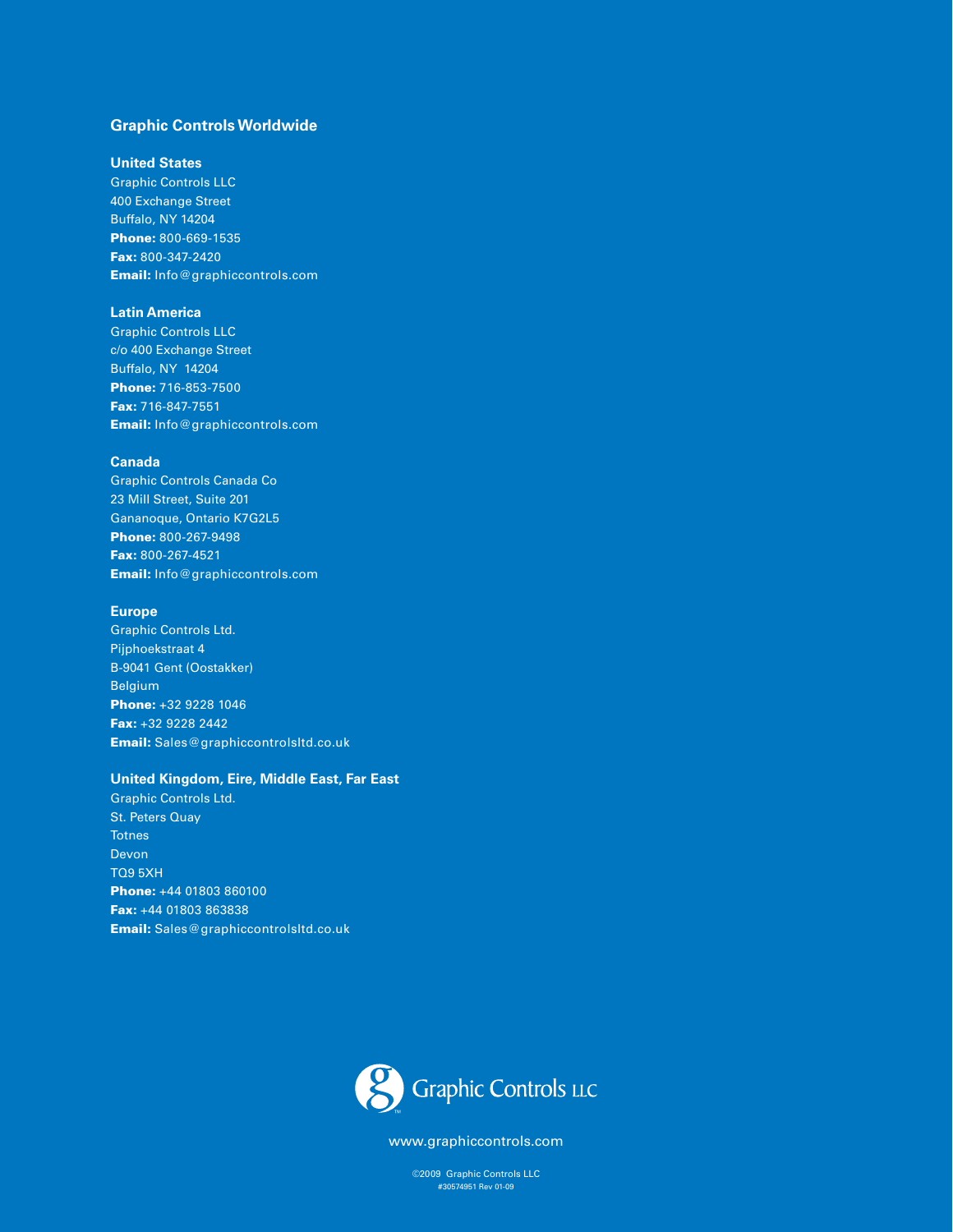## Graphic Controls Worldwide

### United States

Graphic Controls LLC
400 Exchange Street
Buffalo, NY 14204
**Phone:** 800-669-1535
**Fax:** 800-347-2420
**Email:** Info@graphiccontrols.com

### Latin America

Graphic Controls LLC
c/o 400 Exchange Street
Buffalo, NY 14204
**Phone:** 716-853-7500
**Fax:** 716-847-7551
**Email:** Info@graphiccontrols.com

### Canada

Graphic Controls Canada Co
23 Mill Street, Suite 201
Gananoque, Ontario K7G2L5
**Phone:** 800-267-9498
**Fax:** 800-267-4521
**Email:** Info@graphiccontrols.com

### Europe

Graphic Controls Ltd.
Pijphoekstraat 4
B-9041 Gent (Oostakker)
Belgium
**Phone:** +32 9228 1046
**Fax:** +32 9228 2442
**Email:** Sales@graphiccontrolsltd.co.uk

### United Kingdom, Eire, Middle East, Far East

Graphic Controls Ltd.
St. Peters Quay
Totnes
Devon
TQ9 5XH
**Phone:** +44 01803 860100
**Fax:** +44 01803 863838
**Email:** Sales@graphiccontrolsltd.co.uk

Graphic Controls LLC

www.graphiccontrols.com

©2009 Graphic Controls LLC
#30574951 Rev 01-09